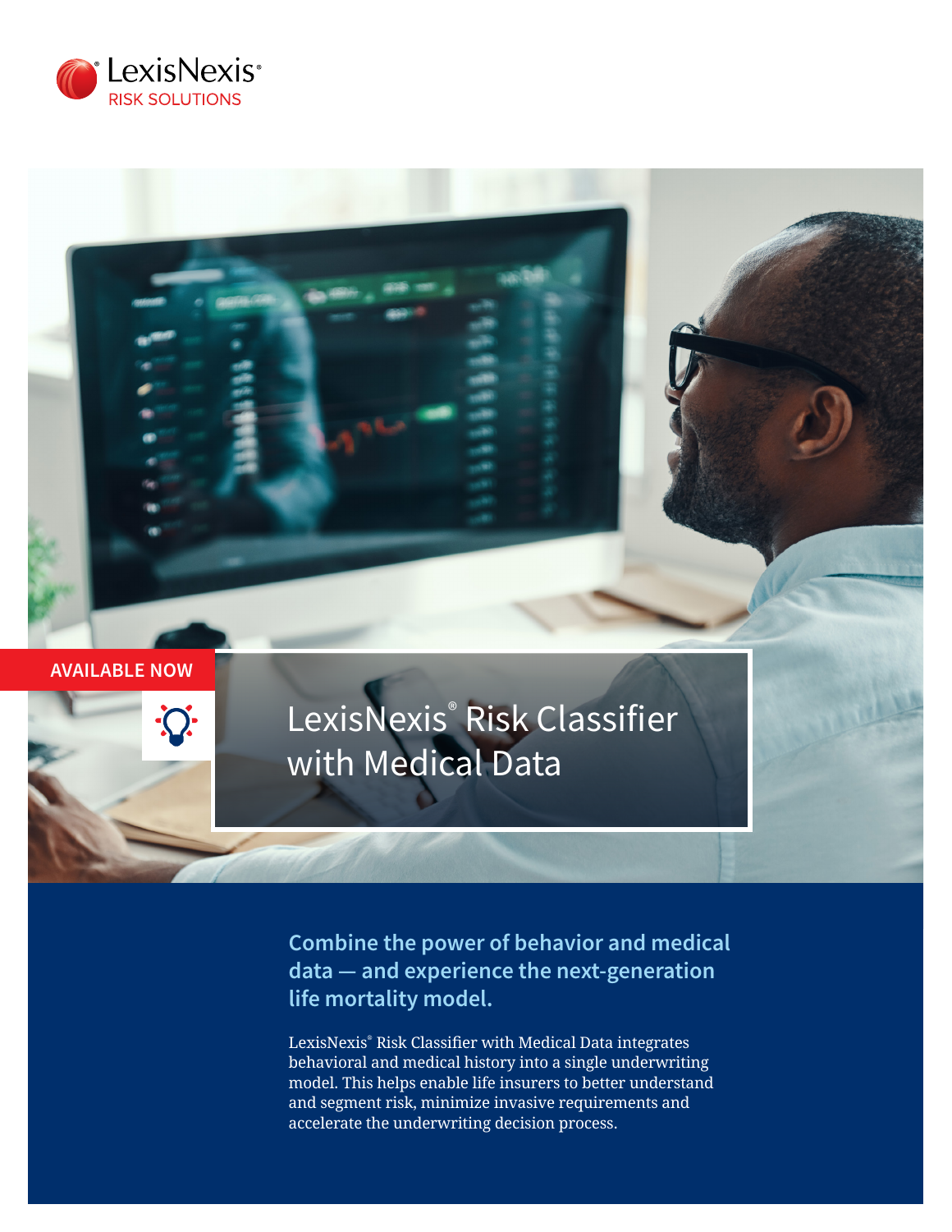LexisNexis® RISK SOLUTIONS

AVAILABLE NOW

# LexisNexis® Risk Classifier with Medical Data

## Combine the power of behavior and medical data — and experience the next-generation life mortality model.

LexisNexis® Risk Classifier with Medical Data integrates behavioral and medical history into a single underwriting model. This helps enable life insurers to better understand and segment risk, minimize invasive requirements and accelerate the underwriting decision process.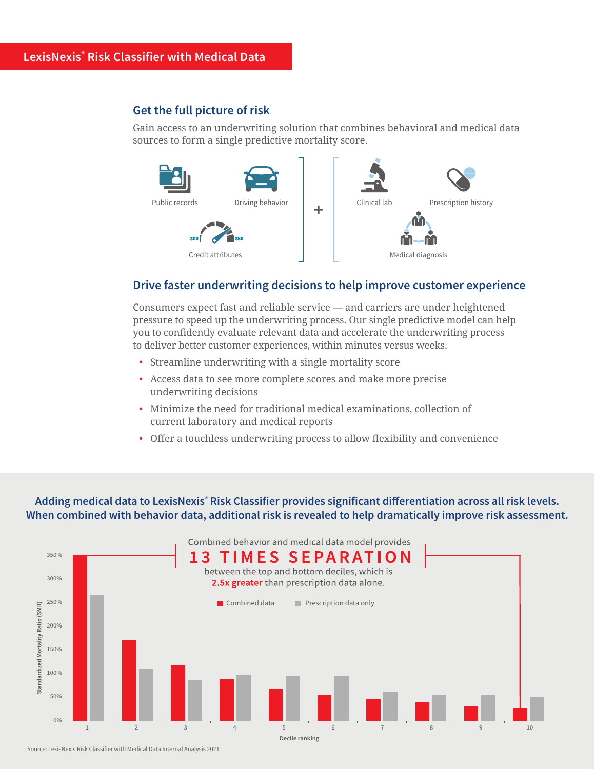## LexisNexis® Risk Classifier with Medical Data

### Get the full picture of risk

Gain access to an underwriting solution that combines behavioral and medical data sources to form a single predictive mortality score.

Public records | Driving behavior | Credit attributes + Clinical lab | Prescription history | Medical diagnosis

### Drive faster underwriting decisions to help improve customer experience

Consumers expect fast and reliable service — and carriers are under heightened pressure to speed up the underwriting process. Our single predictive model can help you to confidently evaluate relevant data and accelerate the underwriting process to deliver better customer experiences, within minutes versus weeks.

- Streamline underwriting with a single mortality score
- Access data to see more complete scores and make more precise underwriting decisions
- Minimize the need for traditional medical examinations, collection of current laboratory and medical reports
- Offer a touchless underwriting process to allow flexibility and convenience

**Adding medical data to LexisNexis® Risk Classifier provides significant differentiation across all risk levels. When combined with behavior data, additional risk is revealed to help dramatically improve risk assessment.**

Combined behavior and medical data model provides **13 TIMES SEPARATION** between the top and bottom deciles, which is **2.5x greater** than prescription data alone.

Combined data | Prescription data only

Standardized Mortality Ratio (SMR) by Decile ranking (1–10)

Source: LexisNexis Risk Classifier with Medical Data Internal Analysis 2021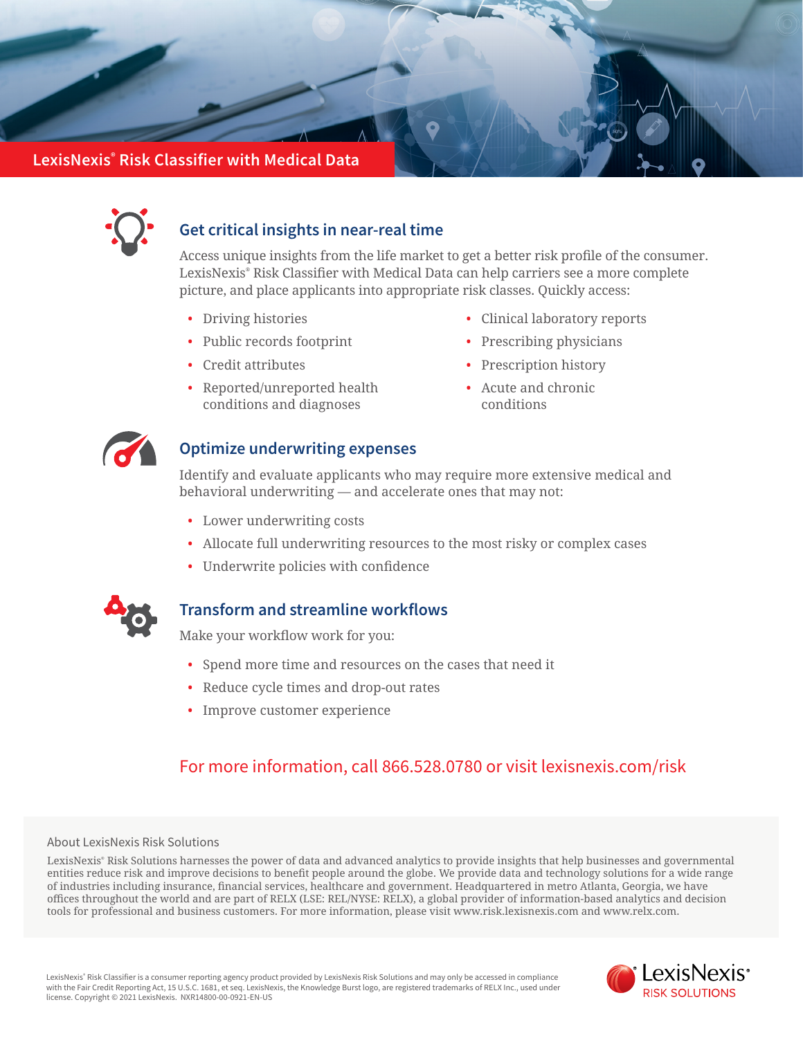# LexisNexis® Risk Classifier with Medical Data

## Get critical insights in near-real time

Access unique insights from the life market to get a better risk profile of the consumer. LexisNexis® Risk Classifier with Medical Data can help carriers see a more complete picture, and place applicants into appropriate risk classes. Quickly access:

- Driving histories
- Public records footprint
- Credit attributes
- Reported/unreported health conditions and diagnoses
- Clinical laboratory reports
- Prescribing physicians
- Prescription history
- Acute and chronic conditions

## Optimize underwriting expenses

Identify and evaluate applicants who may require more extensive medical and behavioral underwriting — and accelerate ones that may not:

- Lower underwriting costs
- Allocate full underwriting resources to the most risky or complex cases
- Underwrite policies with confidence

## Transform and streamline workflows

Make your workflow work for you:

- Spend more time and resources on the cases that need it
- Reduce cycle times and drop-out rates
- Improve customer experience

For more information, call 866.528.0780 or visit lexisnexis.com/risk

About LexisNexis Risk Solutions

LexisNexis® Risk Solutions harnesses the power of data and advanced analytics to provide insights that help businesses and governmental entities reduce risk and improve decisions to benefit people around the globe. We provide data and technology solutions for a wide range of industries including insurance, financial services, healthcare and government. Headquartered in metro Atlanta, Georgia, we have offices throughout the world and are part of RELX (LSE: REL/NYSE: RELX), a global provider of information-based analytics and decision tools for professional and business customers. For more information, please visit www.risk.lexisnexis.com and www.relx.com.

LexisNexis® Risk Classifier is a consumer reporting agency product provided by LexisNexis Risk Solutions and may only be accessed in compliance with the Fair Credit Reporting Act, 15 U.S.C. 1681, et seq. LexisNexis, the Knowledge Burst logo, are registered trademarks of RELX Inc., used under license. Copyright © 2021 LexisNexis. NXR14800-00-0921-EN-US

LexisNexis® RISK SOLUTIONS